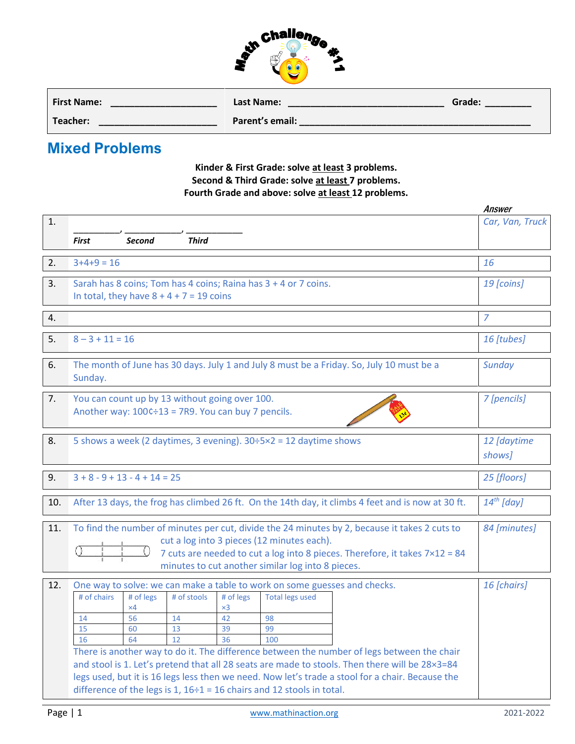# Math Challenge #11

| First Name: ____________________ | Last Name: ____________________________ | Grade: _________ |
|---|---|---|
| Teacher: ______________________ | Parent's email: _____________________________________________ | |

## Mixed Problems

**Kinder & First Grade: solve at least 3 problems.**
**Second & Third Grade: solve at least 7 problems.**
**Fourth Grade and above: solve at least 12 problems.**

| | | *Answer* |
|---|---|---|
| 1. | __________, ____________, ____________ <br> *First* *Second* *Third* | *Car, Van, Truck* |
| 2. | 3+4+9 = 16 | *16* |
| 3. | Sarah has 8 coins; Tom has 4 coins; Raina has 3 + 4 or 7 coins. <br> In total, they have 8 + 4 + 7 = 19 coins | *19 [coins]* |
| 4. | | *7* |
| 5. | 8 – 3 + 11 = 16 | *16 [tubes]* |
| 6. | The month of June has 30 days. July 1 and July 8 must be a Friday. So, July 10 must be a Sunday. | *Sunday* |
| 7. | You can count up by 13 without going over 100. <br> Another way: 100¢÷13 = 7R9. You can buy 7 pencils. | *7 [pencils]* |
| 8. | 5 shows a week (2 daytimes, 3 evening). 30÷5×2 = 12 daytime shows | *12 [daytime shows]* |
| 9. | 3 + 8 - 9 + 13 - 4 + 14 = 25 | *25 [floors]* |
| 10. | After 13 days, the frog has climbed 26 ft. On the 14th day, it climbs 4 feet and is now at 30 ft. | *14th [day]* |
| 11. | To find the number of minutes per cut, divide the 24 minutes by 2, because it takes 2 cuts to cut a log into 3 pieces (12 minutes each). <br> 7 cuts are needed to cut a log into 8 pieces. Therefore, it takes 7×12 = 84 minutes to cut another similar log into 8 pieces. | *84 [minutes]* |
| 12. | One way to solve: we can make a table to work on some guesses and checks. (see table below) <br> There is another way to do it. The difference between the number of legs between the chair and stool is 1. Let's pretend that all 28 seats are made to stools. Then there will be 28×3=84 legs used, but it is 16 legs less then we need. Now let's trade a stool for a chair. Because the difference of the legs is 1, 16÷1 = 16 chairs and 12 stools in total. | *16 [chairs]* |

| # of chairs | # of legs ×4 | # of stools | # of legs ×3 | Total legs used |
|---|---|---|---|---|
| 14 | 56 | 14 | 42 | 98 |
| 15 | 60 | 13 | 39 | 99 |
| 16 | 64 | 12 | 36 | 100 |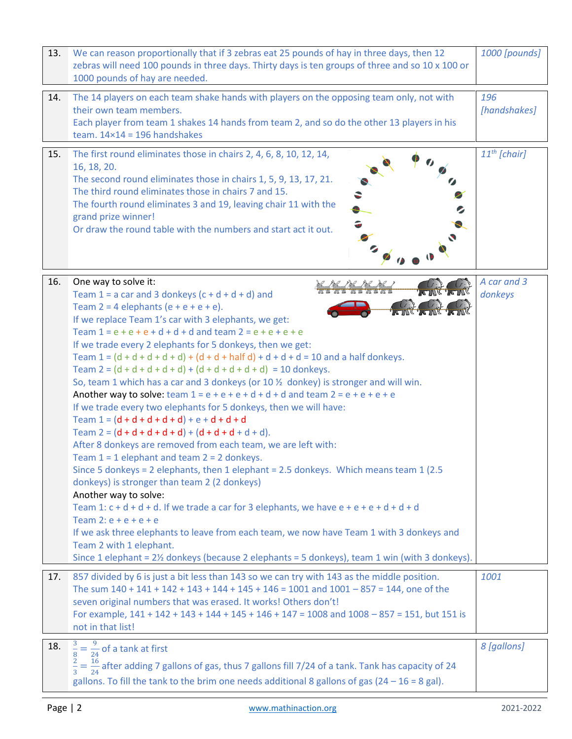| | | |
|---|---|---|
| 13. | We can reason proportionally that if 3 zebras eat 25 pounds of hay in three days, then 12 zebras will need 100 pounds in three days. Thirty days is ten groups of three and so 10 x 100 or 1000 pounds of hay are needed. | *1000 [pounds]* |
| 14. | The 14 players on each team shake hands with players on the opposing team only, not with their own team members. Each player from team 1 shakes 14 hands from team 2, and so do the other 13 players in his team. 14×14 = 196 handshakes | *196 [handshakes]* |
| 15. | The first round eliminates those in chairs 2, 4, 6, 8, 10, 12, 14, 16, 18, 20. The second round eliminates those in chairs 1, 5, 9, 13, 17, 21. The third round eliminates those in chairs 7 and 15. The fourth round eliminates 3 and 19, leaving chair 11 with the grand prize winner! Or draw the round table with the numbers and start act it out. | *11th [chair]* |
| 16. | One way to solve it: Team 1 = a car and 3 donkeys (c + d + d + d) and Team 2 = 4 elephants (e + e + e + e). If we replace Team 1's car with 3 elephants, we get: Team 1 = e + e + e + d + d + d and team 2 = e + e + e + e If we trade every 2 elephants for 5 donkeys, then we get: Team 1 = (d + d + d + d + d) + (d + d + half d) + d + d + d = 10 and a half donkeys. Team 2 = (d + d + d + d + d) + (d + d + d + d + d) = 10 donkeys. So, team 1 which has a car and 3 donkeys (or 10 ½ donkey) is stronger and will win. Another way to solve: team 1 = e + e + e + d + d + d and team 2 = e + e + e + e If we trade every two elephants for 5 donkeys, then we will have: Team 1 = (d + d + d + d + d) + e + d + d + d Team 2 = (d + d + d + d + d) + (d + d + d + d + d). After 8 donkeys are removed from each team, we are left with: Team 1 = 1 elephant and team 2 = 2 donkeys. Since 5 donkeys = 2 elephants, then 1 elephant = 2.5 donkeys. Which means team 1 (2.5 donkeys) is stronger than team 2 (2 donkeys) Another way to solve: Team 1: c + d + d + d. If we trade a car for 3 elephants, we have e + e + e + d + d + d Team 2: e + e + e + e If we ask three elephants to leave from each team, we now have Team 1 with 3 donkeys and Team 2 with 1 elephant. Since 1 elephant = 2½ donkeys (because 2 elephants = 5 donkeys), team 1 win (with 3 donkeys). | *A car and 3 donkeys* |
| 17. | 857 divided by 6 is just a bit less than 143 so we can try with 143 as the middle position. The sum 140 + 141 + 142 + 143 + 144 + 145 + 146 = 1001 and 1001 – 857 = 144, one of the seven original numbers that was erased. It works! Others don't! For example, 141 + 142 + 143 + 144 + 145 + 146 + 147 = 1008 and 1008 – 857 = 151, but 151 is not in that list! | *1001* |
| 18. | $\frac{3}{8} = \frac{9}{24}$ of a tank at first $\frac{2}{3} = \frac{16}{24}$ after adding 7 gallons of gas, thus 7 gallons fill 7/24 of a tank. Tank has capacity of 24 gallons. To fill the tank to the brim one needs additional 8 gallons of gas (24 – 16 = 8 gal). | *8 [gallons]* |